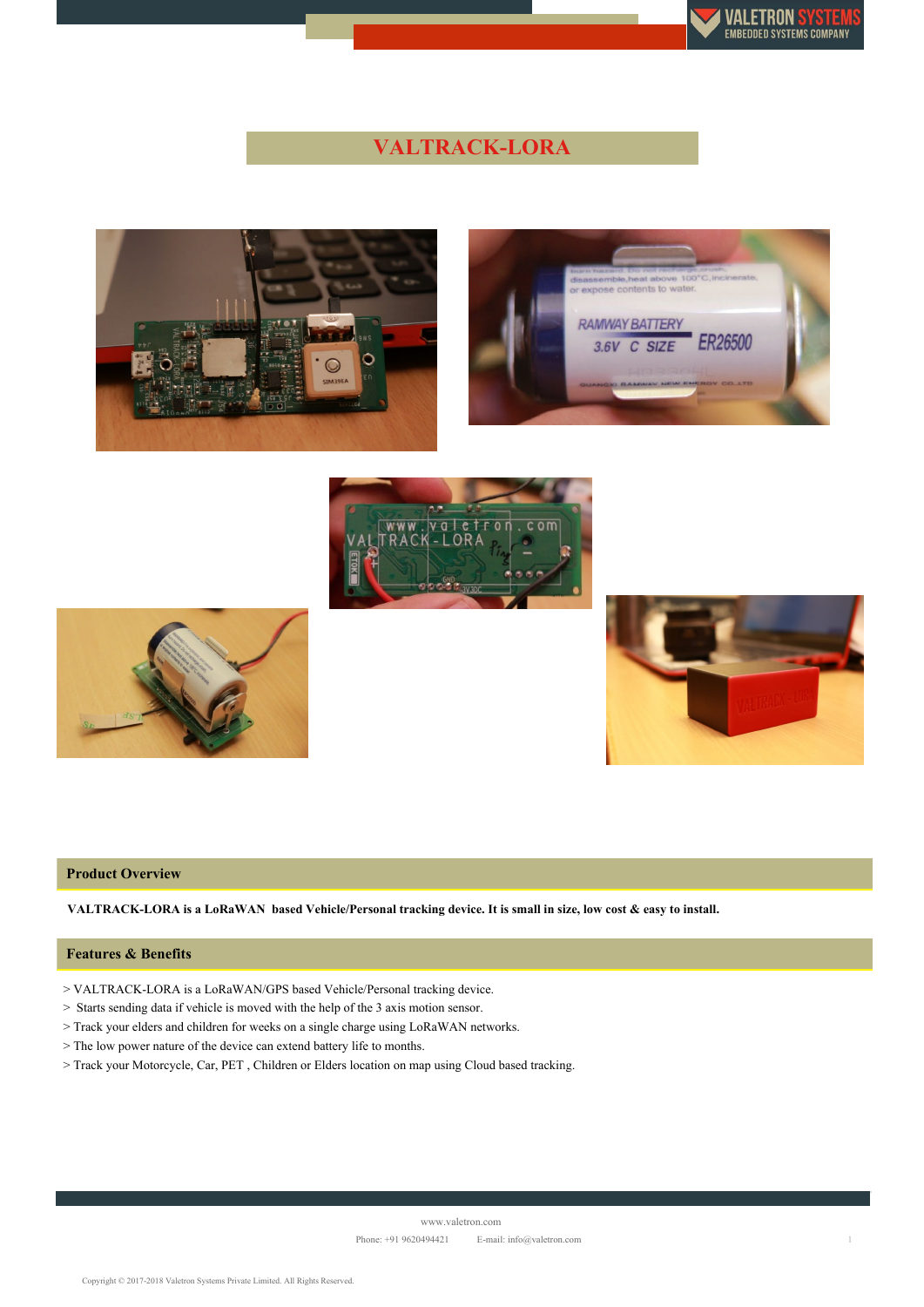# VALTRACK-LORA

## Product Overview

**VALTRACK-LORA is a LoRaWAN based Vehicle/Personal tracking device. It is small in size, low cost & easy to install.**

## Features & Benefits

> VALTRACK-LORA is a LoRaWAN/GPS based Vehicle/Personal tracking device.
> Starts sending data if vehicle is moved with the help of the 3 axis motion sensor.
> Track your elders and children for weeks on a single charge using LoRaWAN networks.
> The low power nature of the device can extend battery life to months.
> Track your Motorcycle, Car, PET , Children or Elders location on map using Cloud based tracking.

www.valetron.com

Phone: +91 9620494421 E-mail: info@valetron.com

Copyright © 2017-2018 Valetron Systems Private Limited. All Rights Reserved.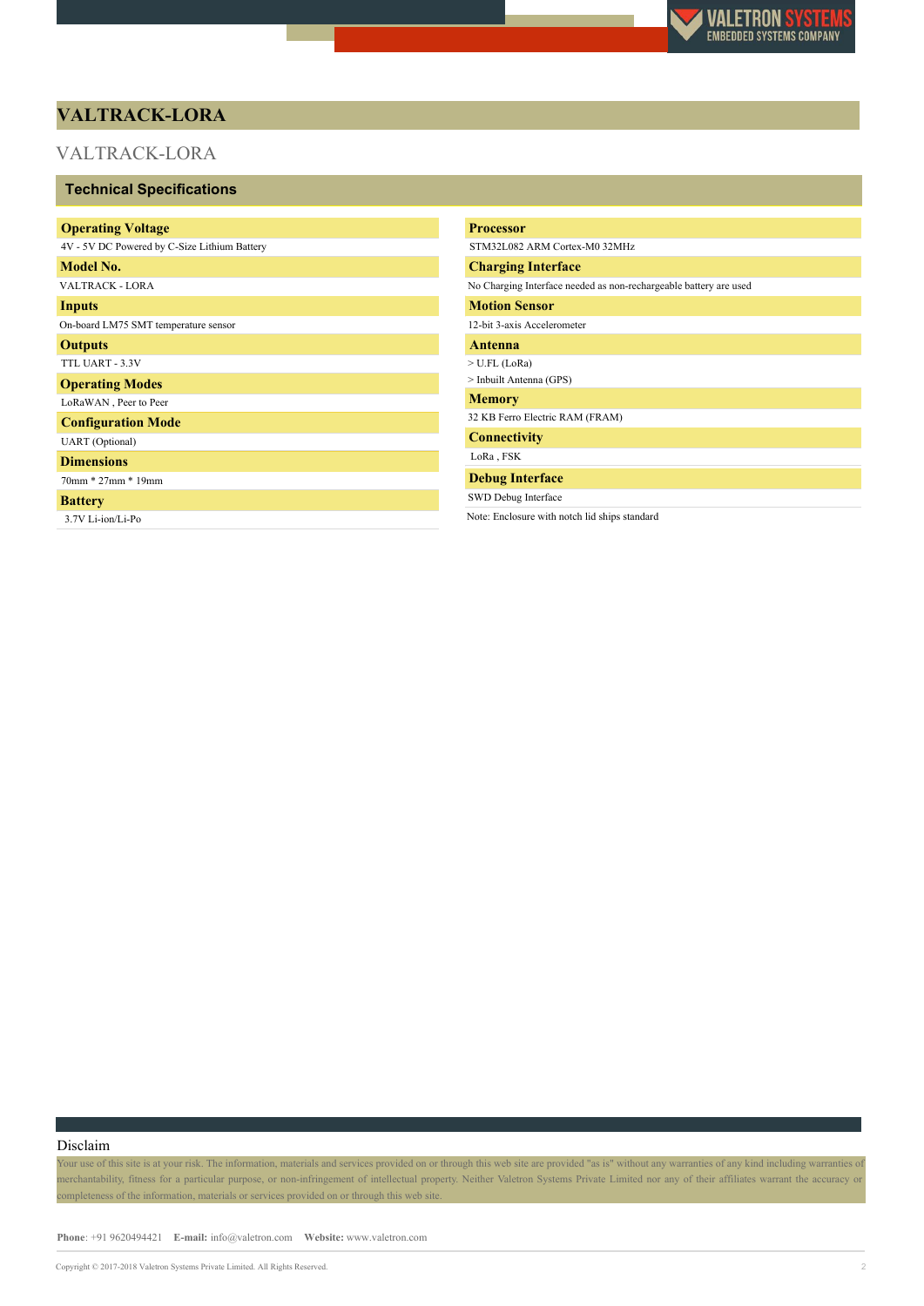# VALTRACK-LORA

## VALTRACK-LORA

### Technical Specifications

**Operating Voltage**

4V - 5V DC Powered by C-Size Lithium Battery

**Model No.**

VALTRACK - LORA

**Inputs**

On-board LM75 SMT temperature sensor

**Outputs**

TTL UART - 3.3V

**Operating Modes**

LoRaWAN , Peer to Peer

**Configuration Mode**

UART (Optional)

**Dimensions**

70mm * 27mm * 19mm

**Battery**

3.7V Li-ion/Li-Po

**Processor**

STM32L082 ARM Cortex-M0 32MHz

**Charging Interface**

No Charging Interface needed as non-rechargeable battery are used

**Motion Sensor**

12-bit 3-axis Accelerometer

**Antenna**

> U.FL (LoRa)

> Inbuilt Antenna (GPS)

**Memory**

32 KB Ferro Electric RAM (FRAM)

**Connectivity**

LoRa , FSK

**Debug Interface**

SWD Debug Interface

Note: Enclosure with notch lid ships standard

Disclaim

Your use of this site is at your risk. The information, materials and services provided on or through this web site are provided "as is" without any warranties of any kind including warranties of merchantability, fitness for a particular purpose, or non-infringement of intellectual property. Neither Valetron Systems Private Limited nor any of their affiliates warrant the accuracy or completeness of the information, materials or services provided on or through this web site.

**Phone**: +91 9620494421 **E-mail:** info@valetron.com **Website:** www.valetron.com

Copyright © 2017-2018 Valetron Systems Private Limited. All Rights Reserved.